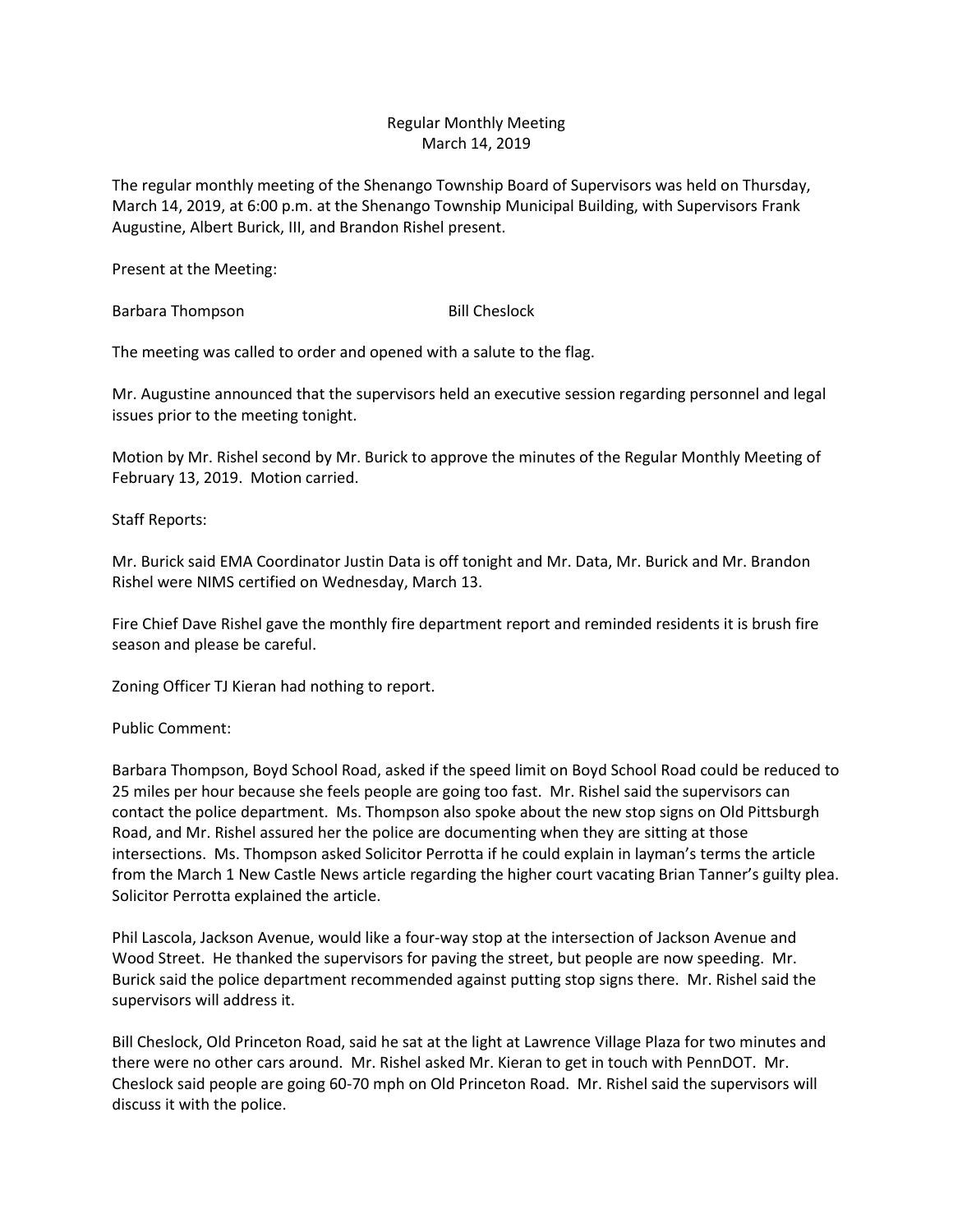Regular Monthly Meeting
March 14, 2019

The regular monthly meeting of the Shenango Township Board of Supervisors was held on Thursday, March 14, 2019, at 6:00 p.m. at the Shenango Township Municipal Building, with Supervisors Frank Augustine, Albert Burick, III, and Brandon Rishel present.

Present at the Meeting:

| | |
|---|---|
| Barbara Thompson | Bill Cheslock |

The meeting was called to order and opened with a salute to the flag.

Mr. Augustine announced that the supervisors held an executive session regarding personnel and legal issues prior to the meeting tonight.

Motion by Mr. Rishel second by Mr. Burick to approve the minutes of the Regular Monthly Meeting of February 13, 2019. Motion carried.

Staff Reports:

Mr. Burick said EMA Coordinator Justin Data is off tonight and Mr. Data, Mr. Burick and Mr. Brandon Rishel were NIMS certified on Wednesday, March 13.

Fire Chief Dave Rishel gave the monthly fire department report and reminded residents it is brush fire season and please be careful.

Zoning Officer TJ Kieran had nothing to report.

Public Comment:

Barbara Thompson, Boyd School Road, asked if the speed limit on Boyd School Road could be reduced to 25 miles per hour because she feels people are going too fast. Mr. Rishel said the supervisors can contact the police department. Ms. Thompson also spoke about the new stop signs on Old Pittsburgh Road, and Mr. Rishel assured her the police are documenting when they are sitting at those intersections. Ms. Thompson asked Solicitor Perrotta if he could explain in layman's terms the article from the March 1 New Castle News article regarding the higher court vacating Brian Tanner's guilty plea. Solicitor Perrotta explained the article.

Phil Lascola, Jackson Avenue, would like a four-way stop at the intersection of Jackson Avenue and Wood Street. He thanked the supervisors for paving the street, but people are now speeding. Mr. Burick said the police department recommended against putting stop signs there. Mr. Rishel said the supervisors will address it.

Bill Cheslock, Old Princeton Road, said he sat at the light at Lawrence Village Plaza for two minutes and there were no other cars around. Mr. Rishel asked Mr. Kieran to get in touch with PennDOT. Mr. Cheslock said people are going 60-70 mph on Old Princeton Road. Mr. Rishel said the supervisors will discuss it with the police.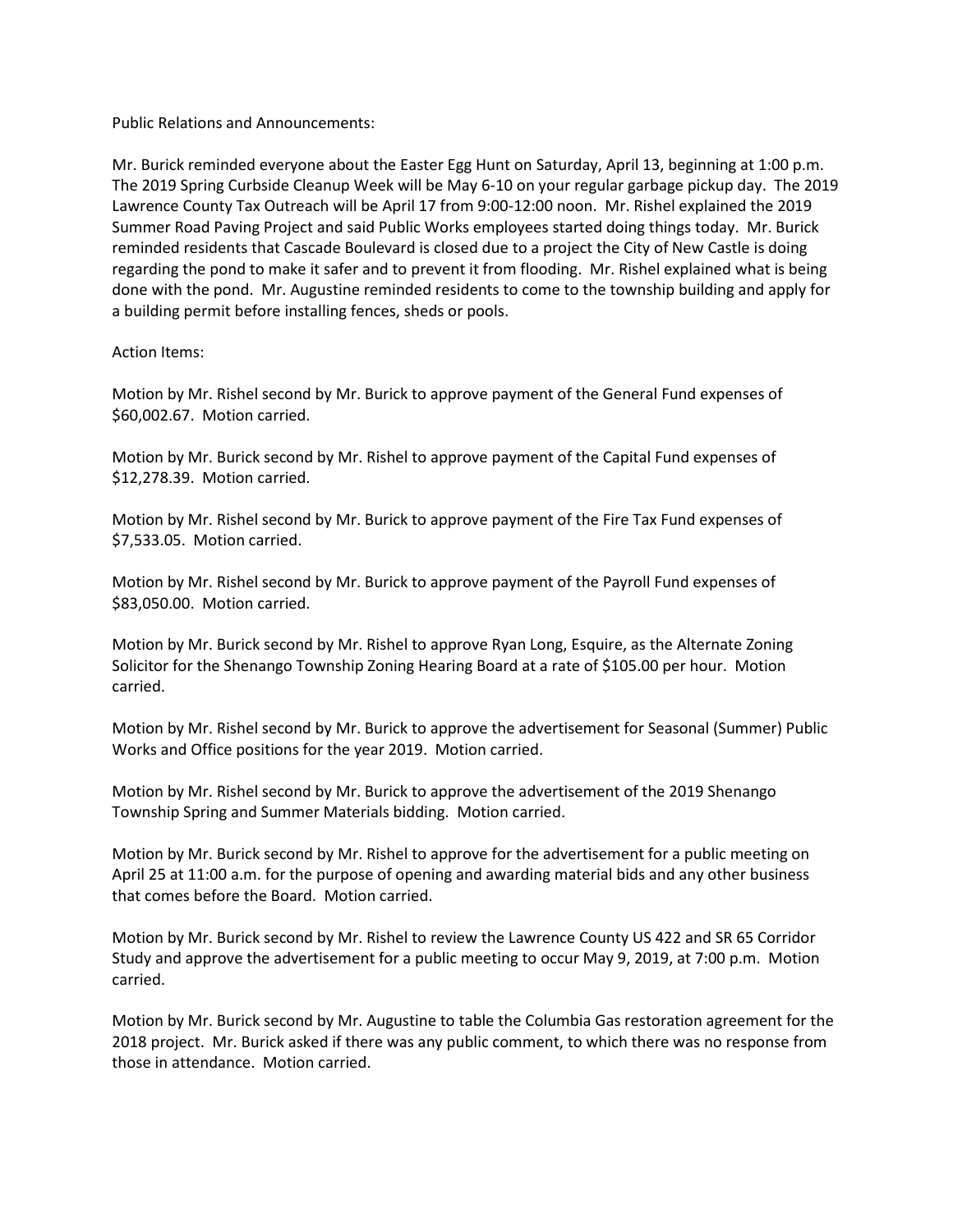Public Relations and Announcements:

Mr. Burick reminded everyone about the Easter Egg Hunt on Saturday, April 13, beginning at 1:00 p.m. The 2019 Spring Curbside Cleanup Week will be May 6-10 on your regular garbage pickup day. The 2019 Lawrence County Tax Outreach will be April 17 from 9:00-12:00 noon. Mr. Rishel explained the 2019 Summer Road Paving Project and said Public Works employees started doing things today. Mr. Burick reminded residents that Cascade Boulevard is closed due to a project the City of New Castle is doing regarding the pond to make it safer and to prevent it from flooding. Mr. Rishel explained what is being done with the pond. Mr. Augustine reminded residents to come to the township building and apply for a building permit before installing fences, sheds or pools.

Action Items:

Motion by Mr. Rishel second by Mr. Burick to approve payment of the General Fund expenses of $60,002.67. Motion carried.

Motion by Mr. Burick second by Mr. Rishel to approve payment of the Capital Fund expenses of $12,278.39. Motion carried.

Motion by Mr. Rishel second by Mr. Burick to approve payment of the Fire Tax Fund expenses of $7,533.05. Motion carried.

Motion by Mr. Rishel second by Mr. Burick to approve payment of the Payroll Fund expenses of $83,050.00. Motion carried.

Motion by Mr. Burick second by Mr. Rishel to approve Ryan Long, Esquire, as the Alternate Zoning Solicitor for the Shenango Township Zoning Hearing Board at a rate of $105.00 per hour. Motion carried.

Motion by Mr. Rishel second by Mr. Burick to approve the advertisement for Seasonal (Summer) Public Works and Office positions for the year 2019. Motion carried.

Motion by Mr. Rishel second by Mr. Burick to approve the advertisement of the 2019 Shenango Township Spring and Summer Materials bidding. Motion carried.

Motion by Mr. Burick second by Mr. Rishel to approve for the advertisement for a public meeting on April 25 at 11:00 a.m. for the purpose of opening and awarding material bids and any other business that comes before the Board. Motion carried.

Motion by Mr. Burick second by Mr. Rishel to review the Lawrence County US 422 and SR 65 Corridor Study and approve the advertisement for a public meeting to occur May 9, 2019, at 7:00 p.m. Motion carried.

Motion by Mr. Burick second by Mr. Augustine to table the Columbia Gas restoration agreement for the 2018 project. Mr. Burick asked if there was any public comment, to which there was no response from those in attendance. Motion carried.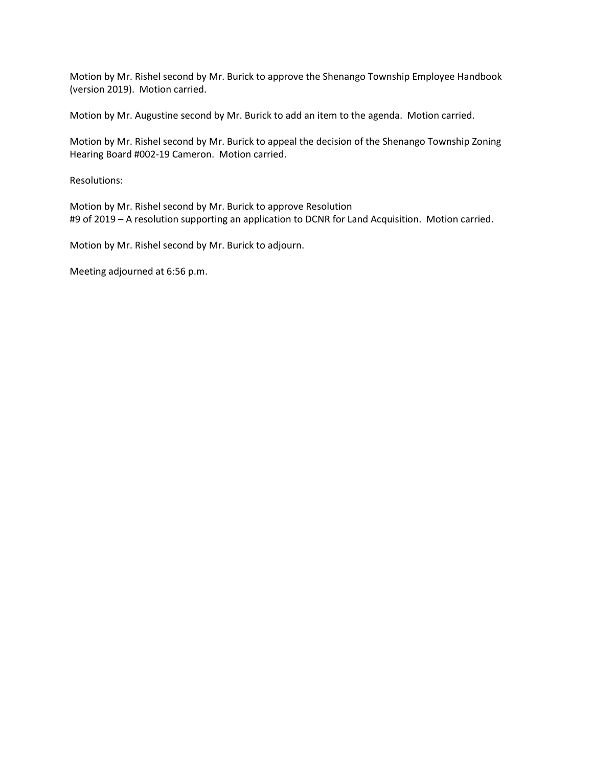Motion by Mr. Rishel second by Mr. Burick to approve the Shenango Township Employee Handbook (version 2019). Motion carried.

Motion by Mr. Augustine second by Mr. Burick to add an item to the agenda. Motion carried.

Motion by Mr. Rishel second by Mr. Burick to appeal the decision of the Shenango Township Zoning Hearing Board #002-19 Cameron. Motion carried.

Resolutions:

Motion by Mr. Rishel second by Mr. Burick to approve Resolution #9 of 2019 – A resolution supporting an application to DCNR for Land Acquisition. Motion carried.

Motion by Mr. Rishel second by Mr. Burick to adjourn.

Meeting adjourned at 6:56 p.m.